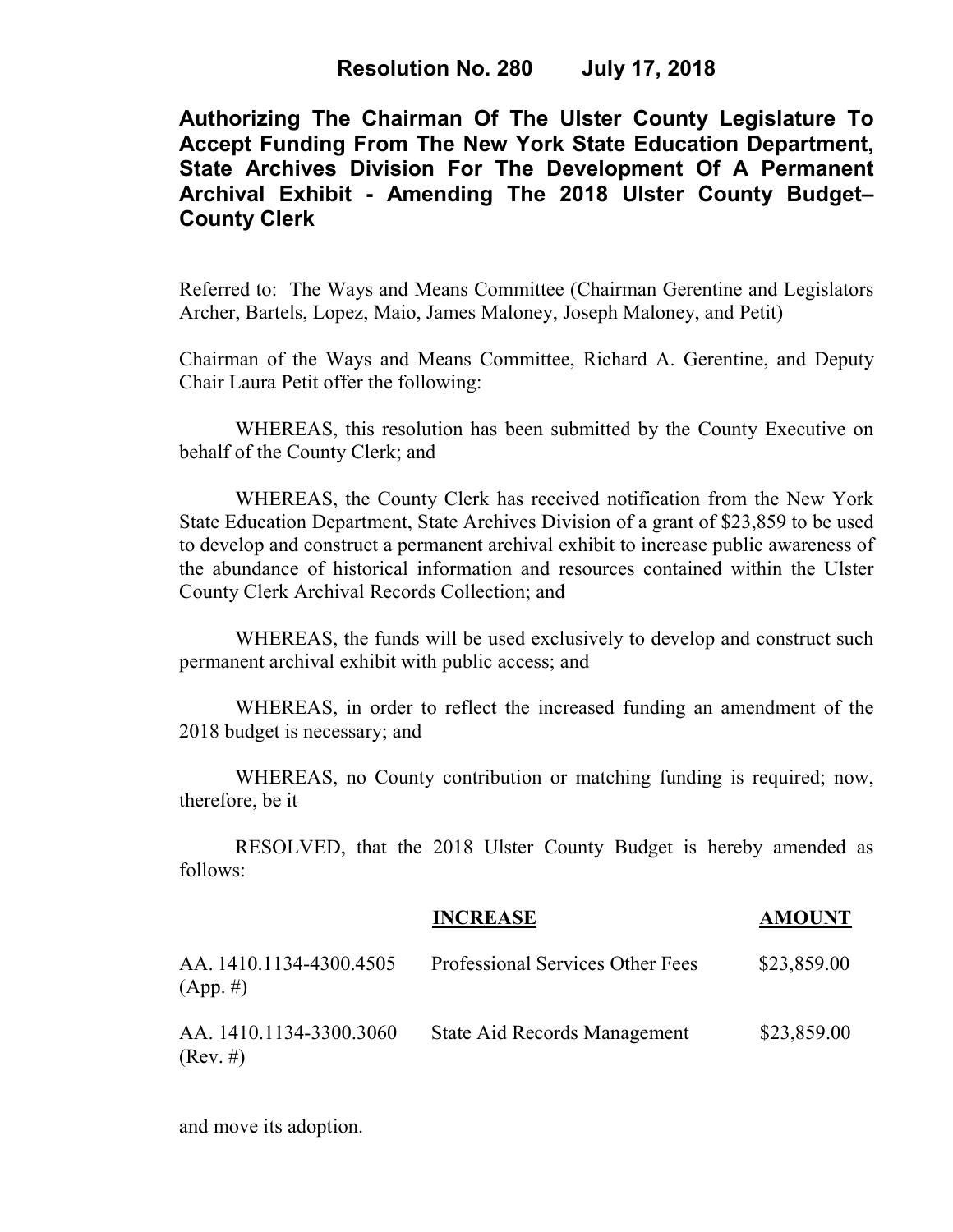**Resolution No. 280 July 17, 2018**

# Authorizing The Chairman Of The Ulster County Legislature To Accept Funding From The New York State Education Department, State Archives Division For The Development Of A Permanent Archival Exhibit - Amending The 2018 Ulster County Budget– County Clerk

Referred to: The Ways and Means Committee (Chairman Gerentine and Legislators Archer, Bartels, Lopez, Maio, James Maloney, Joseph Maloney, and Petit)

Chairman of the Ways and Means Committee, Richard A. Gerentine, and Deputy Chair Laura Petit offer the following:

WHEREAS, this resolution has been submitted by the County Executive on behalf of the County Clerk; and

WHEREAS, the County Clerk has received notification from the New York State Education Department, State Archives Division of a grant of $23,859 to be used to develop and construct a permanent archival exhibit to increase public awareness of the abundance of historical information and resources contained within the Ulster County Clerk Archival Records Collection; and

WHEREAS, the funds will be used exclusively to develop and construct such permanent archival exhibit with public access; and

WHEREAS, in order to reflect the increased funding an amendment of the 2018 budget is necessary; and

WHEREAS, no County contribution or matching funding is required; now, therefore, be it

RESOLVED, that the 2018 Ulster County Budget is hereby amended as follows:

| | **INCREASE** | **AMOUNT** |
|---|---|---|
| AA. 1410.1134-4300.4505 (App. #) | Professional Services Other Fees | $23,859.00 |
| AA. 1410.1134-3300.3060 (Rev. #) | State Aid Records Management | $23,859.00 |

and move its adoption.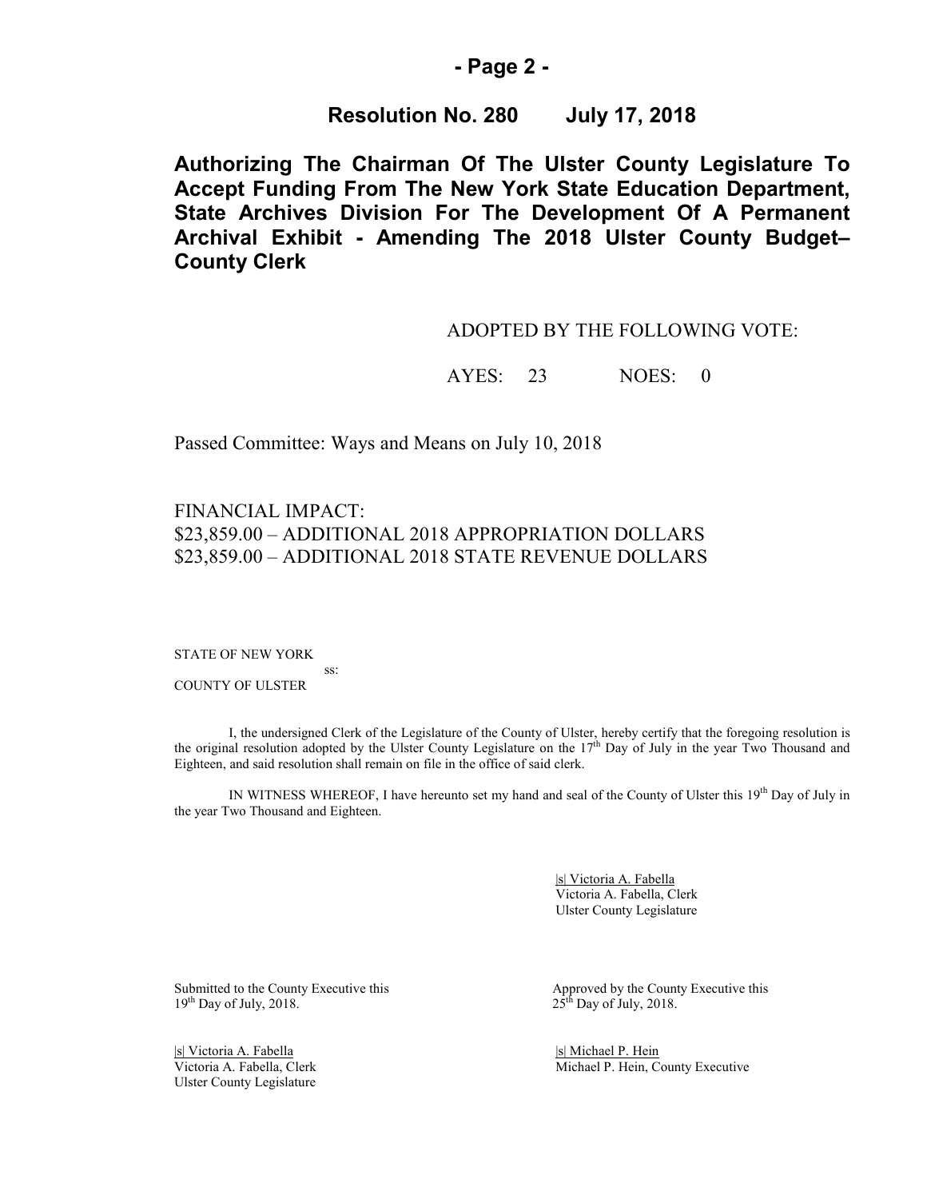## Resolution No. 280 July 17, 2018

**Authorizing The Chairman Of The Ulster County Legislature To Accept Funding From The New York State Education Department, State Archives Division For The Development Of A Permanent Archival Exhibit - Amending The 2018 Ulster County Budget– County Clerk**

ADOPTED BY THE FOLLOWING VOTE:

AYES: 23 NOES: 0

Passed Committee: Ways and Means on July 10, 2018

FINANCIAL IMPACT:
$23,859.00 – ADDITIONAL 2018 APPROPRIATION DOLLARS
$23,859.00 – ADDITIONAL 2018 STATE REVENUE DOLLARS

STATE OF NEW YORK
ss:
COUNTY OF ULSTER

I, the undersigned Clerk of the Legislature of the County of Ulster, hereby certify that the foregoing resolution is the original resolution adopted by the Ulster County Legislature on the 17th Day of July in the year Two Thousand and Eighteen, and said resolution shall remain on file in the office of said clerk.

IN WITNESS WHEREOF, I have hereunto set my hand and seal of the County of Ulster this 19th Day of July in the year Two Thousand and Eighteen.

|s| Victoria A. Fabella
Victoria A. Fabella, Clerk
Ulster County Legislature

Submitted to the County Executive this
19th Day of July, 2018.

|s| Victoria A. Fabella
Victoria A. Fabella, Clerk
Ulster County Legislature

Approved by the County Executive this
25th Day of July, 2018.

|s| Michael P. Hein
Michael P. Hein, County Executive